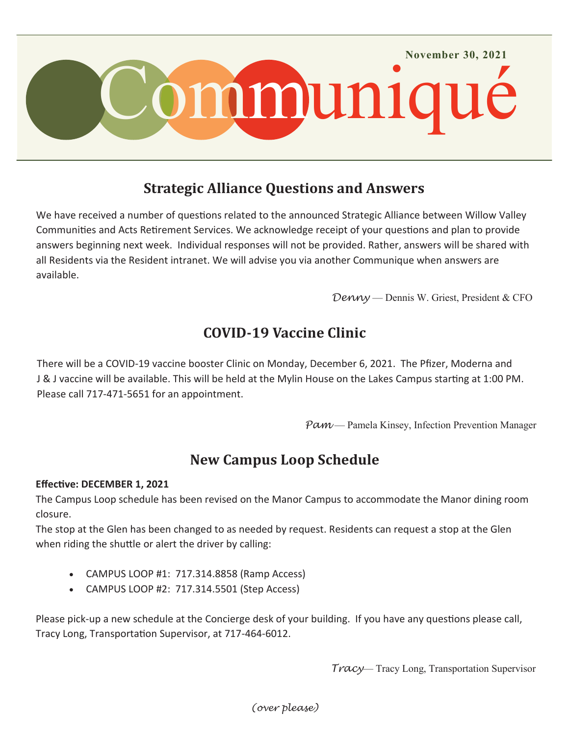November 30, 2021

# Communiqué

## Strategic Alliance Questions and Answers

We have received a number of questions related to the announced Strategic Alliance between Willow Valley Communities and Acts Retirement Services. We acknowledge receipt of your questions and plan to provide answers beginning next week. Individual responses will not be provided. Rather, answers will be shared with all Residents via the Resident intranet. We will advise you via another Communique when answers are available.

*Denny* — Dennis W. Griest, President & CFO

## COVID-19 Vaccine Clinic

There will be a COVID-19 vaccine booster Clinic on Monday, December 6, 2021. The Pfizer, Moderna and J & J vaccine will be available. This will be held at the Mylin House on the Lakes Campus starting at 1:00 PM. Please call 717-471-5651 for an appointment.

*Pam* — Pamela Kinsey, Infection Prevention Manager

## New Campus Loop Schedule

**Effective: DECEMBER 1, 2021**

The Campus Loop schedule has been revised on the Manor Campus to accommodate the Manor dining room closure.

The stop at the Glen has been changed to as needed by request. Residents can request a stop at the Glen when riding the shuttle or alert the driver by calling:

- CAMPUS LOOP #1: 717.314.8858 (Ramp Access)
- CAMPUS LOOP #2: 717.314.5501 (Step Access)

Please pick-up a new schedule at the Concierge desk of your building. If you have any questions please call, Tracy Long, Transportation Supervisor, at 717-464-6012.

*Tracy*— Tracy Long, Transportation Supervisor

*(over please)*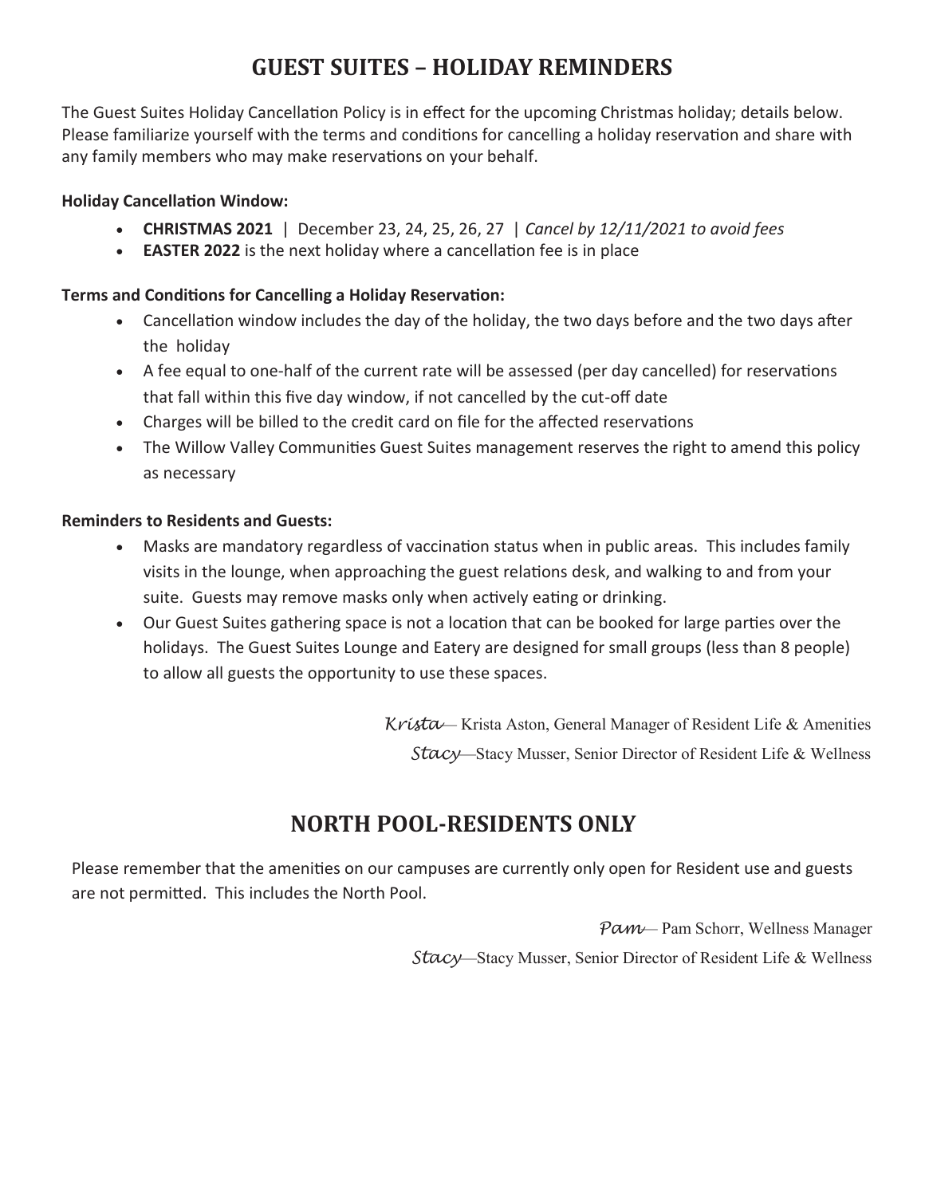## GUEST SUITES – HOLIDAY REMINDERS

The Guest Suites Holiday Cancellation Policy is in effect for the upcoming Christmas holiday; details below. Please familiarize yourself with the terms and conditions for cancelling a holiday reservation and share with any family members who may make reservations on your behalf.

**Holiday Cancellation Window:**

- **CHRISTMAS 2021** | December 23, 24, 25, 26, 27 | *Cancel by 12/11/2021 to avoid fees*
- **EASTER 2022** is the next holiday where a cancellation fee is in place

**Terms and Conditions for Cancelling a Holiday Reservation:**

- Cancellation window includes the day of the holiday, the two days before and the two days after the holiday
- A fee equal to one-half of the current rate will be assessed (per day cancelled) for reservations that fall within this five day window, if not cancelled by the cut-off date
- Charges will be billed to the credit card on file for the affected reservations
- The Willow Valley Communities Guest Suites management reserves the right to amend this policy as necessary

**Reminders to Residents and Guests:**

- Masks are mandatory regardless of vaccination status when in public areas. This includes family visits in the lounge, when approaching the guest relations desk, and walking to and from your suite. Guests may remove masks only when actively eating or drinking.
- Our Guest Suites gathering space is not a location that can be booked for large parties over the holidays. The Guest Suites Lounge and Eatery are designed for small groups (less than 8 people) to allow all guests the opportunity to use these spaces.

*Krista*— Krista Aston, General Manager of Resident Life & Amenities

*Stacy*—Stacy Musser, Senior Director of Resident Life & Wellness

## NORTH POOL-RESIDENTS ONLY

Please remember that the amenities on our campuses are currently only open for Resident use and guests are not permitted. This includes the North Pool.

*Pam*— Pam Schorr, Wellness Manager

*Stacy*—Stacy Musser, Senior Director of Resident Life & Wellness